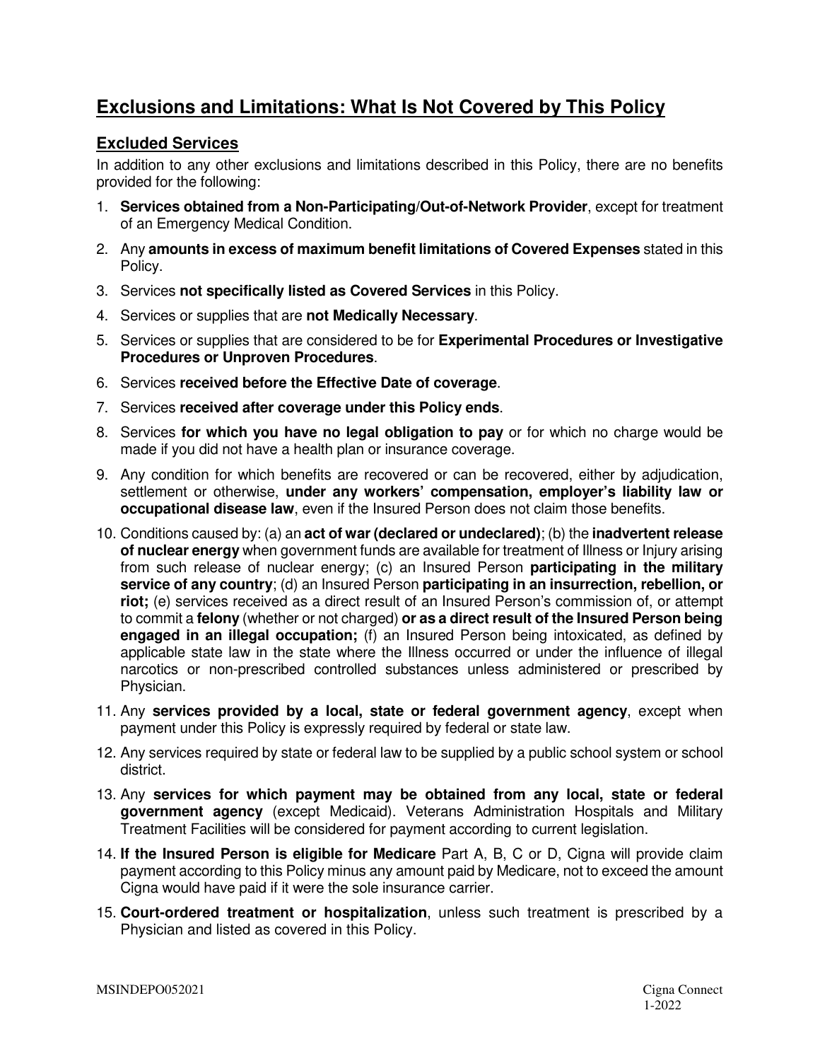# Exclusions and Limitations: What Is Not Covered by This Policy

## Excluded Services

In addition to any other exclusions and limitations described in this Policy, there are no benefits provided for the following:

1. **Services obtained from a Non-Participating/Out-of-Network Provider**, except for treatment of an Emergency Medical Condition.
2. Any **amounts in excess of maximum benefit limitations of Covered Expenses** stated in this Policy.
3. Services **not specifically listed as Covered Services** in this Policy.
4. Services or supplies that are **not Medically Necessary**.
5. Services or supplies that are considered to be for **Experimental Procedures or Investigative Procedures or Unproven Procedures**.
6. Services **received before the Effective Date of coverage**.
7. Services **received after coverage under this Policy ends**.
8. Services **for which you have no legal obligation to pay** or for which no charge would be made if you did not have a health plan or insurance coverage.
9. Any condition for which benefits are recovered or can be recovered, either by adjudication, settlement or otherwise, **under any workers' compensation, employer's liability law or occupational disease law**, even if the Insured Person does not claim those benefits.
10. Conditions caused by: (a) an **act of war (declared or undeclared)**; (b) the **inadvertent release of nuclear energy** when government funds are available for treatment of Illness or Injury arising from such release of nuclear energy; (c) an Insured Person **participating in the military service of any country**; (d) an Insured Person **participating in an insurrection, rebellion, or riot;** (e) services received as a direct result of an Insured Person's commission of, or attempt to commit a **felony** (whether or not charged) **or as a direct result of the Insured Person being engaged in an illegal occupation;** (f) an Insured Person being intoxicated, as defined by applicable state law in the state where the Illness occurred or under the influence of illegal narcotics or non-prescribed controlled substances unless administered or prescribed by Physician.
11. Any **services provided by a local, state or federal government agency**, except when payment under this Policy is expressly required by federal or state law.
12. Any services required by state or federal law to be supplied by a public school system or school district.
13. Any **services for which payment may be obtained from any local, state or federal government agency** (except Medicaid). Veterans Administration Hospitals and Military Treatment Facilities will be considered for payment according to current legislation.
14. **If the Insured Person is eligible for Medicare** Part A, B, C or D, Cigna will provide claim payment according to this Policy minus any amount paid by Medicare, not to exceed the amount Cigna would have paid if it were the sole insurance carrier.
15. **Court-ordered treatment or hospitalization**, unless such treatment is prescribed by a Physician and listed as covered in this Policy.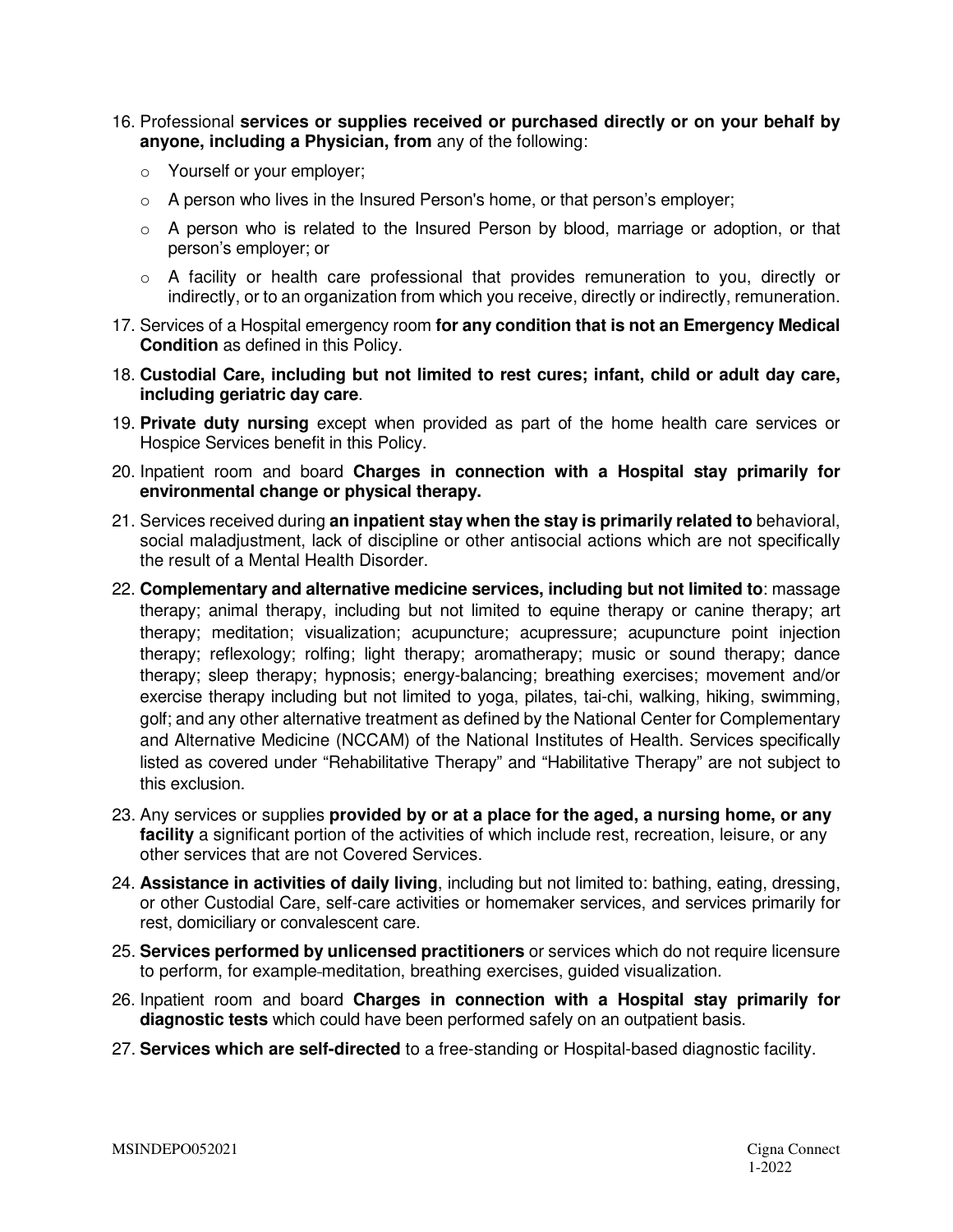16. Professional **services or supplies received or purchased directly or on your behalf by anyone, including a Physician, from** any of the following:
    - Yourself or your employer;
    - A person who lives in the Insured Person's home, or that person's employer;
    - A person who is related to the Insured Person by blood, marriage or adoption, or that person's employer; or
    - A facility or health care professional that provides remuneration to you, directly or indirectly, or to an organization from which you receive, directly or indirectly, remuneration.
17. Services of a Hospital emergency room **for any condition that is not an Emergency Medical Condition** as defined in this Policy.
18. **Custodial Care, including but not limited to rest cures; infant, child or adult day care, including geriatric day care**.
19. **Private duty nursing** except when provided as part of the home health care services or Hospice Services benefit in this Policy.
20. Inpatient room and board **Charges in connection with a Hospital stay primarily for environmental change or physical therapy.**
21. Services received during **an inpatient stay when the stay is primarily related to** behavioral, social maladjustment, lack of discipline or other antisocial actions which are not specifically the result of a Mental Health Disorder.
22. **Complementary and alternative medicine services, including but not limited to**: massage therapy; animal therapy, including but not limited to equine therapy or canine therapy; art therapy; meditation; visualization; acupuncture; acupressure; acupuncture point injection therapy; reflexology; rolfing; light therapy; aromatherapy; music or sound therapy; dance therapy; sleep therapy; hypnosis; energy-balancing; breathing exercises; movement and/or exercise therapy including but not limited to yoga, pilates, tai-chi, walking, hiking, swimming, golf; and any other alternative treatment as defined by the National Center for Complementary and Alternative Medicine (NCCAM) of the National Institutes of Health. Services specifically listed as covered under "Rehabilitative Therapy" and "Habilitative Therapy" are not subject to this exclusion.
23. Any services or supplies **provided by or at a place for the aged, a nursing home, or any facility** a significant portion of the activities of which include rest, recreation, leisure, or any other services that are not Covered Services.
24. **Assistance in activities of daily living**, including but not limited to: bathing, eating, dressing, or other Custodial Care, self-care activities or homemaker services, and services primarily for rest, domiciliary or convalescent care.
25. **Services performed by unlicensed practitioners** or services which do not require licensure to perform, for example-meditation, breathing exercises, guided visualization.
26. Inpatient room and board **Charges in connection with a Hospital stay primarily for diagnostic tests** which could have been performed safely on an outpatient basis.
27. **Services which are self-directed** to a free-standing or Hospital-based diagnostic facility.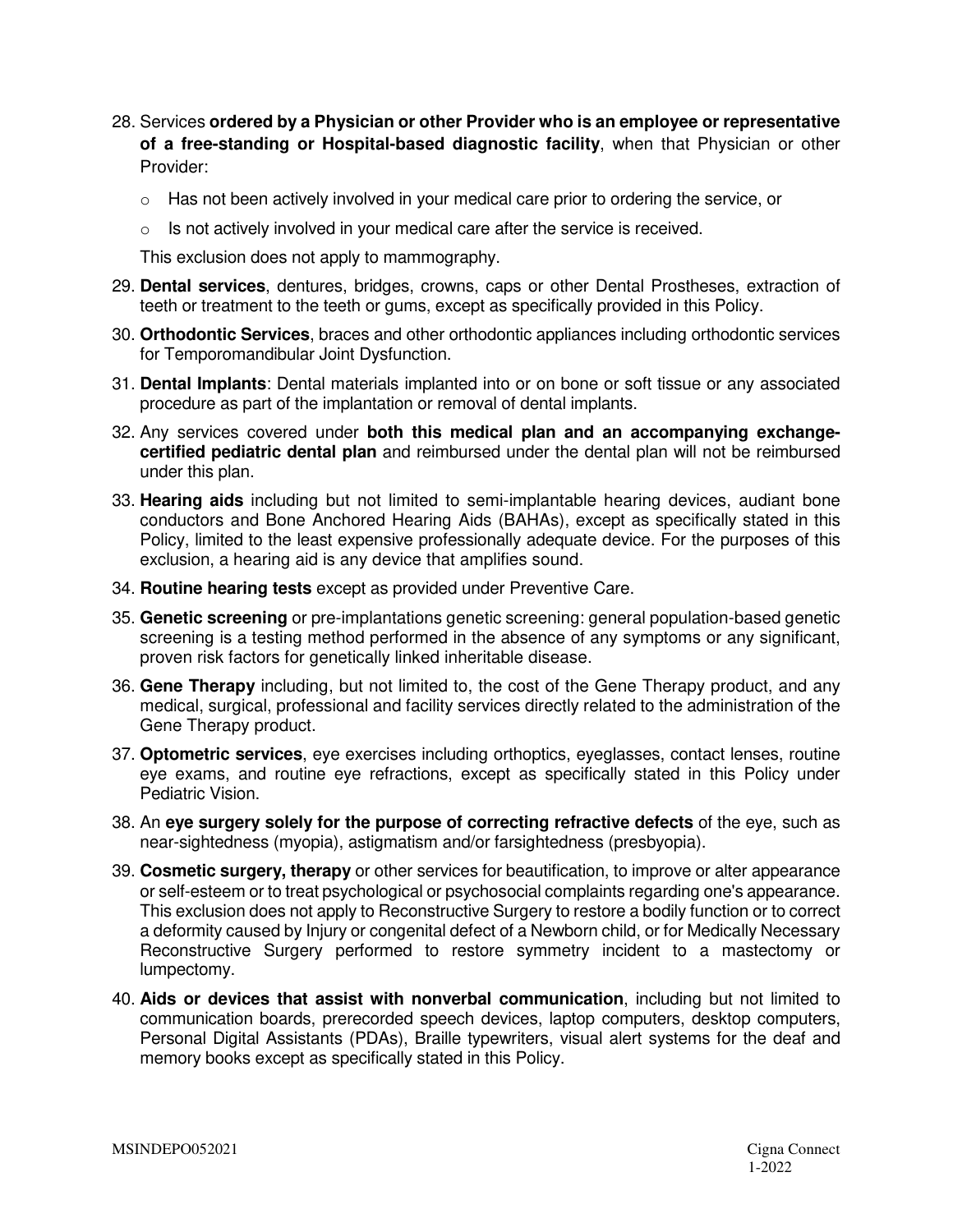28. Services **ordered by a Physician or other Provider who is an employee or representative of a free-standing or Hospital-based diagnostic facility**, when that Physician or other Provider:
    - Has not been actively involved in your medical care prior to ordering the service, or
    - Is not actively involved in your medical care after the service is received.

    This exclusion does not apply to mammography.

29. **Dental services**, dentures, bridges, crowns, caps or other Dental Prostheses, extraction of teeth or treatment to the teeth or gums, except as specifically provided in this Policy.

30. **Orthodontic Services**, braces and other orthodontic appliances including orthodontic services for Temporomandibular Joint Dysfunction.

31. **Dental Implants**: Dental materials implanted into or on bone or soft tissue or any associated procedure as part of the implantation or removal of dental implants.

32. Any services covered under **both this medical plan and an accompanying exchange-certified pediatric dental plan** and reimbursed under the dental plan will not be reimbursed under this plan.

33. **Hearing aids** including but not limited to semi-implantable hearing devices, audiant bone conductors and Bone Anchored Hearing Aids (BAHAs), except as specifically stated in this Policy, limited to the least expensive professionally adequate device. For the purposes of this exclusion, a hearing aid is any device that amplifies sound.

34. **Routine hearing tests** except as provided under Preventive Care.

35. **Genetic screening** or pre-implantations genetic screening: general population-based genetic screening is a testing method performed in the absence of any symptoms or any significant, proven risk factors for genetically linked inheritable disease.

36. **Gene Therapy** including, but not limited to, the cost of the Gene Therapy product, and any medical, surgical, professional and facility services directly related to the administration of the Gene Therapy product.

37. **Optometric services**, eye exercises including orthoptics, eyeglasses, contact lenses, routine eye exams, and routine eye refractions, except as specifically stated in this Policy under Pediatric Vision.

38. An **eye surgery solely for the purpose of correcting refractive defects** of the eye, such as near-sightedness (myopia), astigmatism and/or farsightedness (presbyopia).

39. **Cosmetic surgery, therapy** or other services for beautification, to improve or alter appearance or self-esteem or to treat psychological or psychosocial complaints regarding one's appearance. This exclusion does not apply to Reconstructive Surgery to restore a bodily function or to correct a deformity caused by Injury or congenital defect of a Newborn child, or for Medically Necessary Reconstructive Surgery performed to restore symmetry incident to a mastectomy or lumpectomy.

40. **Aids or devices that assist with nonverbal communication**, including but not limited to communication boards, prerecorded speech devices, laptop computers, desktop computers, Personal Digital Assistants (PDAs), Braille typewriters, visual alert systems for the deaf and memory books except as specifically stated in this Policy.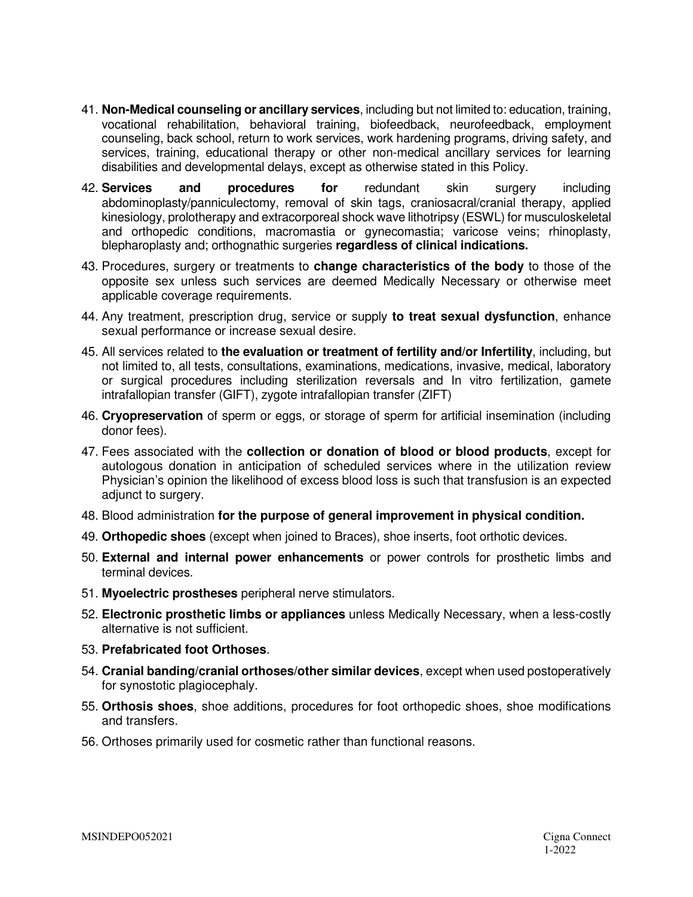41. **Non-Medical counseling or ancillary services**, including but not limited to: education, training, vocational rehabilitation, behavioral training, biofeedback, neurofeedback, employment counseling, back school, return to work services, work hardening programs, driving safety, and services, training, educational therapy or other non-medical ancillary services for learning disabilities and developmental delays, except as otherwise stated in this Policy.
42. **Services and procedures for** redundant skin surgery including abdominoplasty/panniculectomy, removal of skin tags, craniosacral/cranial therapy, applied kinesiology, prolotherapy and extracorporeal shock wave lithotripsy (ESWL) for musculoskeletal and orthopedic conditions, macromastia or gynecomastia; varicose veins; rhinoplasty, blepharoplasty and; orthognathic surgeries **regardless of clinical indications.**
43. Procedures, surgery or treatments to **change characteristics of the body** to those of the opposite sex unless such services are deemed Medically Necessary or otherwise meet applicable coverage requirements.
44. Any treatment, prescription drug, service or supply **to treat sexual dysfunction**, enhance sexual performance or increase sexual desire.
45. All services related to **the evaluation or treatment of fertility and/or Infertility**, including, but not limited to, all tests, consultations, examinations, medications, invasive, medical, laboratory or surgical procedures including sterilization reversals and In vitro fertilization, gamete intrafallopian transfer (GIFT), zygote intrafallopian transfer (ZIFT)
46. **Cryopreservation** of sperm or eggs, or storage of sperm for artificial insemination (including donor fees).
47. Fees associated with the **collection or donation of blood or blood products**, except for autologous donation in anticipation of scheduled services where in the utilization review Physician's opinion the likelihood of excess blood loss is such that transfusion is an expected adjunct to surgery.
48. Blood administration **for the purpose of general improvement in physical condition.**
49. **Orthopedic shoes** (except when joined to Braces), shoe inserts, foot orthotic devices.
50. **External and internal power enhancements** or power controls for prosthetic limbs and terminal devices.
51. **Myoelectric prostheses** peripheral nerve stimulators.
52. **Electronic prosthetic limbs or appliances** unless Medically Necessary, when a less-costly alternative is not sufficient.
53. **Prefabricated foot Orthoses**.
54. **Cranial banding/cranial orthoses/other similar devices**, except when used postoperatively for synostotic plagiocephaly.
55. **Orthosis shoes**, shoe additions, procedures for foot orthopedic shoes, shoe modifications and transfers.
56. Orthoses primarily used for cosmetic rather than functional reasons.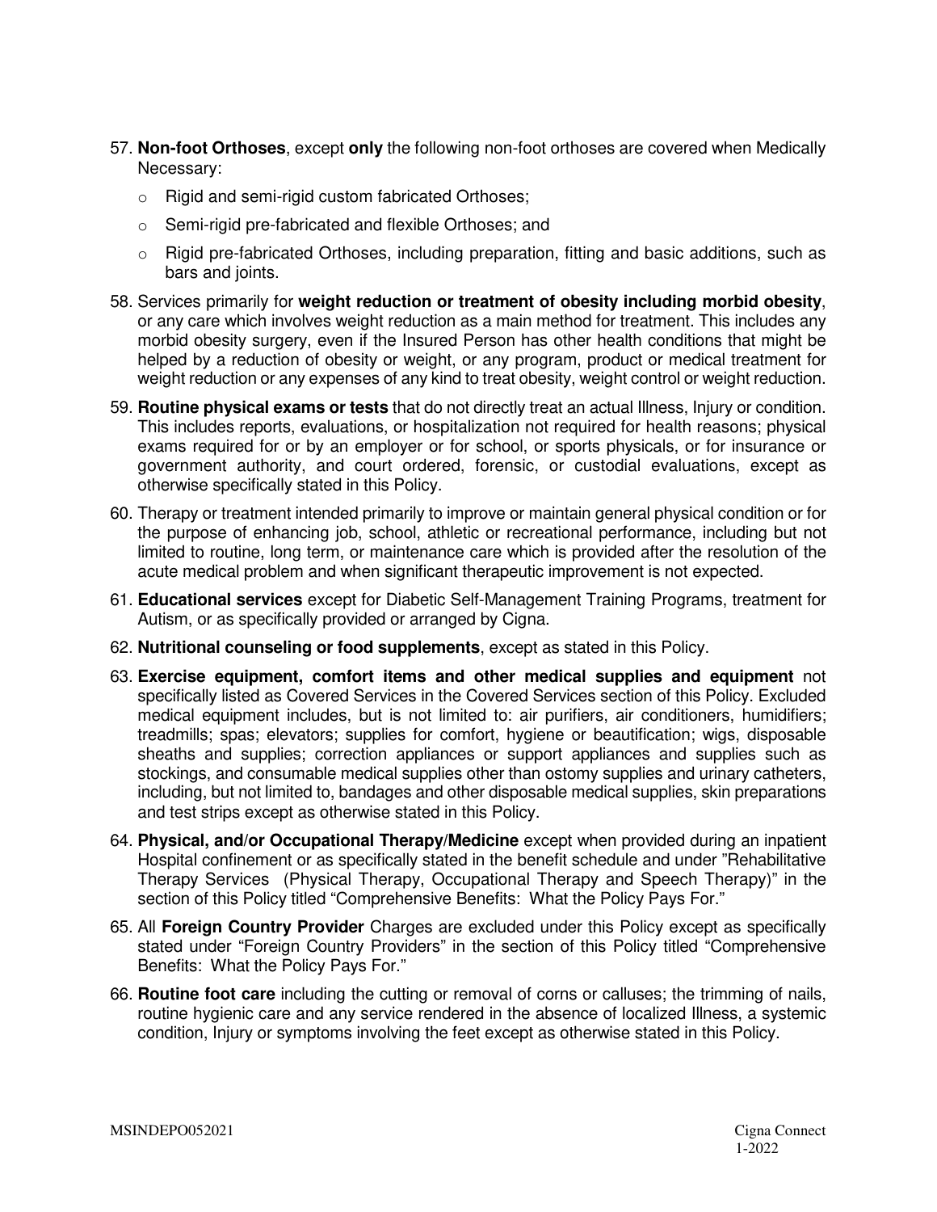57. **Non-foot Orthoses**, except **only** the following non-foot orthoses are covered when Medically Necessary:
    - Rigid and semi-rigid custom fabricated Orthoses;
    - Semi-rigid pre-fabricated and flexible Orthoses; and
    - Rigid pre-fabricated Orthoses, including preparation, fitting and basic additions, such as bars and joints.
58. Services primarily for **weight reduction or treatment of obesity including morbid obesity**, or any care which involves weight reduction as a main method for treatment. This includes any morbid obesity surgery, even if the Insured Person has other health conditions that might be helped by a reduction of obesity or weight, or any program, product or medical treatment for weight reduction or any expenses of any kind to treat obesity, weight control or weight reduction.
59. **Routine physical exams or tests** that do not directly treat an actual Illness, Injury or condition. This includes reports, evaluations, or hospitalization not required for health reasons; physical exams required for or by an employer or for school, or sports physicals, or for insurance or government authority, and court ordered, forensic, or custodial evaluations, except as otherwise specifically stated in this Policy.
60. Therapy or treatment intended primarily to improve or maintain general physical condition or for the purpose of enhancing job, school, athletic or recreational performance, including but not limited to routine, long term, or maintenance care which is provided after the resolution of the acute medical problem and when significant therapeutic improvement is not expected.
61. **Educational services** except for Diabetic Self-Management Training Programs, treatment for Autism, or as specifically provided or arranged by Cigna.
62. **Nutritional counseling or food supplements**, except as stated in this Policy.
63. **Exercise equipment, comfort items and other medical supplies and equipment** not specifically listed as Covered Services in the Covered Services section of this Policy. Excluded medical equipment includes, but is not limited to: air purifiers, air conditioners, humidifiers; treadmills; spas; elevators; supplies for comfort, hygiene or beautification; wigs, disposable sheaths and supplies; correction appliances or support appliances and supplies such as stockings, and consumable medical supplies other than ostomy supplies and urinary catheters, including, but not limited to, bandages and other disposable medical supplies, skin preparations and test strips except as otherwise stated in this Policy.
64. **Physical, and/or Occupational Therapy/Medicine** except when provided during an inpatient Hospital confinement or as specifically stated in the benefit schedule and under "Rehabilitative Therapy Services (Physical Therapy, Occupational Therapy and Speech Therapy)" in the section of this Policy titled "Comprehensive Benefits: What the Policy Pays For."
65. All **Foreign Country Provider** Charges are excluded under this Policy except as specifically stated under "Foreign Country Providers" in the section of this Policy titled "Comprehensive Benefits: What the Policy Pays For."
66. **Routine foot care** including the cutting or removal of corns or calluses; the trimming of nails, routine hygienic care and any service rendered in the absence of localized Illness, a systemic condition, Injury or symptoms involving the feet except as otherwise stated in this Policy.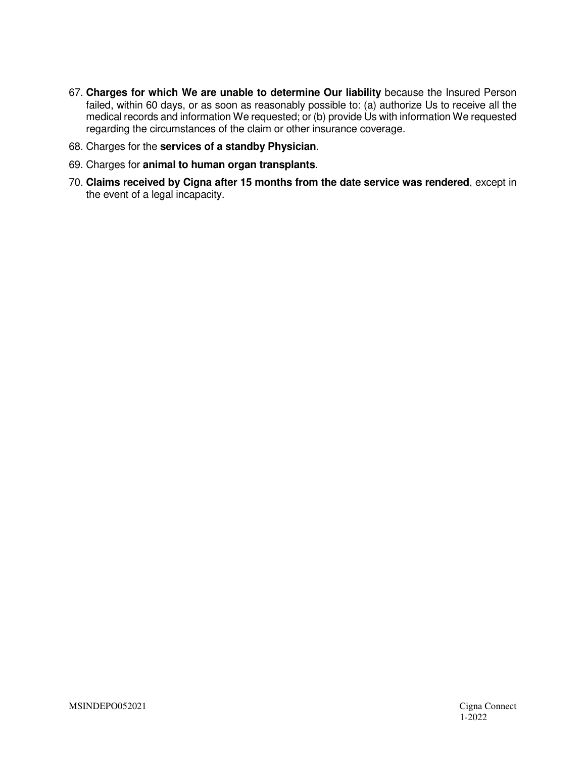67. **Charges for which We are unable to determine Our liability** because the Insured Person failed, within 60 days, or as soon as reasonably possible to: (a) authorize Us to receive all the medical records and information We requested; or (b) provide Us with information We requested regarding the circumstances of the claim or other insurance coverage.
68. Charges for the **services of a standby Physician**.
69. Charges for **animal to human organ transplants**.
70. **Claims received by Cigna after 15 months from the date service was rendered**, except in the event of a legal incapacity.